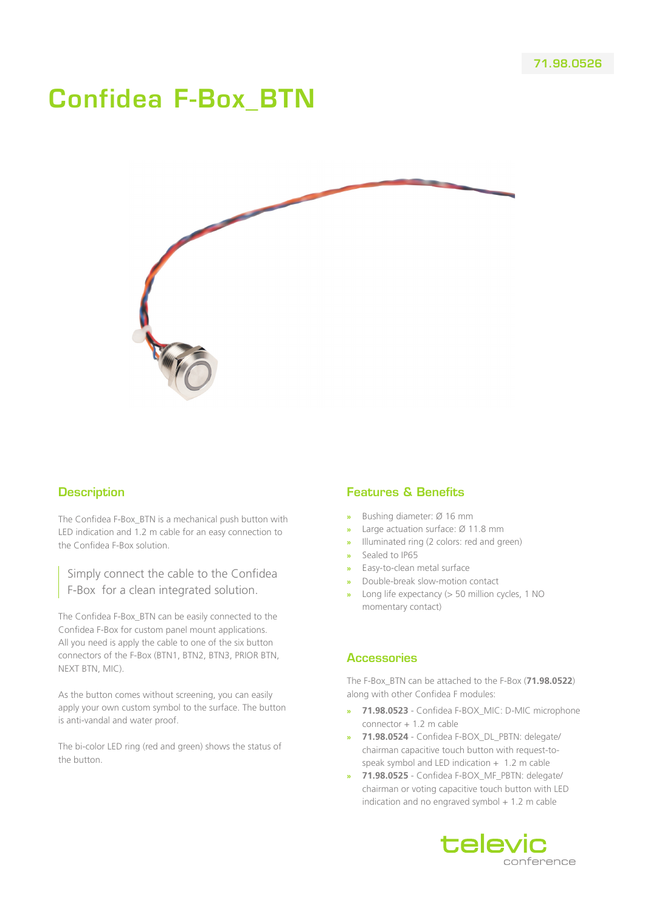71.98.0526

# Confidea F-Box_BTN

## Description

The Confidea F-Box_BTN is a mechanical push button with LED indication and 1.2 m cable for an easy connection to the Confidea F-Box solution.

> Simply connect the cable to the Confidea F-Box for a clean integrated solution.

The Confidea F-Box_BTN can be easily connected to the Confidea F-Box for custom panel mount applications. All you need is apply the cable to one of the six button connectors of the F-Box (BTN1, BTN2, BTN3, PRIOR BTN, NEXT BTN, MIC).

As the button comes without screening, you can easily apply your own custom symbol to the surface. The button is anti-vandal and water proof.

The bi-color LED ring (red and green) shows the status of the button.

## Features & Benefits

- Bushing diameter: Ø 16 mm
- Large actuation surface: Ø 11.8 mm
- Illuminated ring (2 colors: red and green)
- Sealed to IP65
- Easy-to-clean metal surface
- Double-break slow-motion contact
- Long life expectancy (> 50 million cycles, 1 NO momentary contact)

## Accessories

The F-Box_BTN can be attached to the F-Box (**71.98.0522**) along with other Confidea F modules:

- **71.98.0523** - Confidea F-BOX_MIC: D-MIC microphone connector + 1.2 m cable
- **71.98.0524** - Confidea F-BOX_DL_PBTN: delegate/chairman capacitive touch button with request-to-speak symbol and LED indication + 1.2 m cable
- **71.98.0525** - Confidea F-BOX_MF_PBTN: delegate/chairman or voting capacitive touch button with LED indication and no engraved symbol + 1.2 m cable

televic conference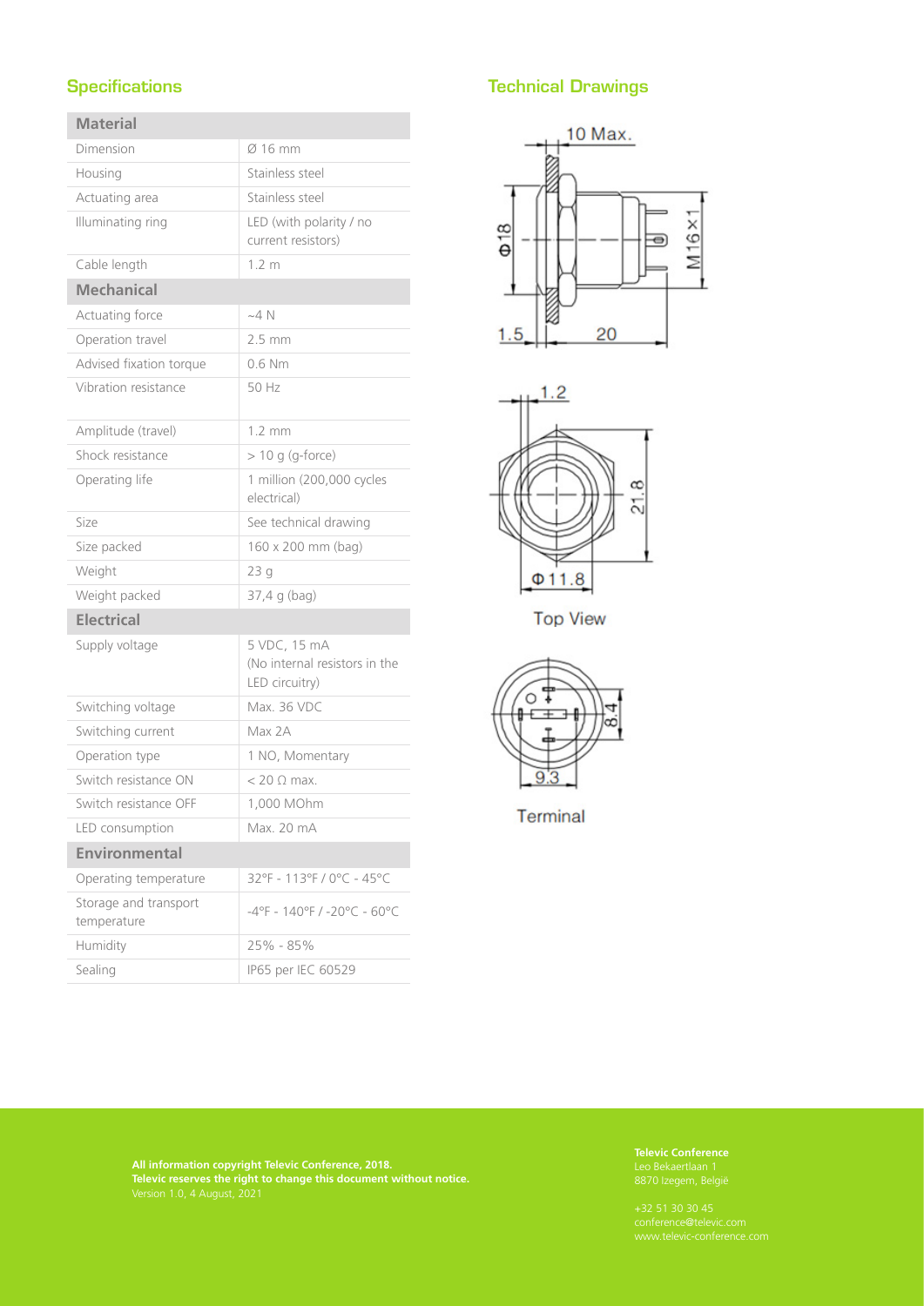## Specifications

| | |
|---|---|
| **Material** | |
| Dimension | Ø 16 mm |
| Housing | Stainless steel |
| Actuating area | Stainless steel |
| Illuminating ring | LED (with polarity / no current resistors) |
| Cable length | 1.2 m |
| **Mechanical** | |
| Actuating force | ~4 N |
| Operation travel | 2.5 mm |
| Advised fixation torque | 0.6 Nm |
| Vibration resistance | 50 Hz |
| Amplitude (travel) | 1.2 mm |
| Shock resistance | > 10 g (g-force) |
| Operating life | 1 million (200,000 cycles electrical) |
| Size | See technical drawing |
| Size packed | 160 x 200 mm (bag) |
| Weight | 23 g |
| Weight packed | 37,4 g (bag) |
| **Electrical** | |
| Supply voltage | 5 VDC, 15 mA (No internal resistors in the LED circuitry) |
| Switching voltage | Max. 36 VDC |
| Switching current | Max 2A |
| Operation type | 1 NO, Momentary |
| Switch resistance ON | < 20 Ω max. |
| Switch resistance OFF | 1,000 MOhm |
| LED consumption | Max. 20 mA |
| **Environmental** | |
| Operating temperature | 32°F - 113°F / 0°C - 45°C |
| Storage and transport temperature | -4°F - 140°F / -20°C - 60°C |
| Humidity | 25% - 85% |
| Sealing | IP65 per IEC 60529 |

## Technical Drawings

10 Max.

Φ18

M16×1

1.5

20

1.2

21.8

Φ11.8

Top View

8.4

9.3

Terminal

**All information copyright Televic Conference, 2018.**
**Televic reserves the right to change this document without notice.**
Version 1.0, 4 August, 2021

**Televic Conference**
Leo Bekaertlaan 1
8870 Izegem, België

+32 51 30 30 45
conference@televic.com
www.televic-conference.com